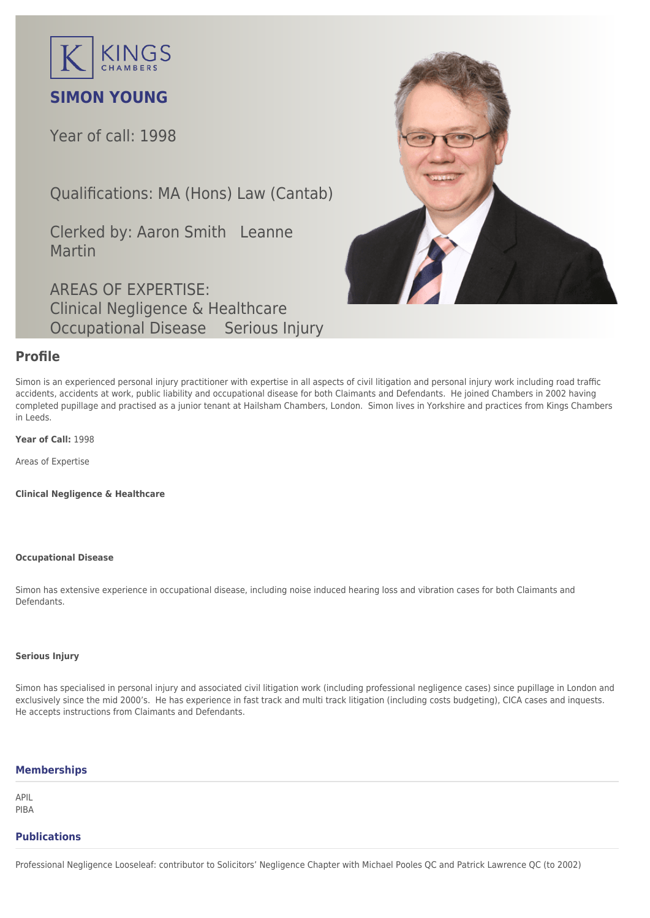KINGS CHAMBERS

# SIMON YOUNG

Year of call: 1998

Qualifications: MA (Hons) Law (Cantab)

Clerked by: Aaron Smith Leanne Martin

AREAS OF EXPERTISE:
Clinical Negligence & Healthcare
Occupational Disease Serious Injury

## Profile

Simon is an experienced personal injury practitioner with expertise in all aspects of civil litigation and personal injury work including road traffic accidents, accidents at work, public liability and occupational disease for both Claimants and Defendants. He joined Chambers in 2002 having completed pupillage and practised as a junior tenant at Hailsham Chambers, London. Simon lives in Yorkshire and practices from Kings Chambers in Leeds.

**Year of Call:** 1998

Areas of Expertise

**Clinical Negligence & Healthcare**

**Occupational Disease**

Simon has extensive experience in occupational disease, including noise induced hearing loss and vibration cases for both Claimants and Defendants.

**Serious Injury**

Simon has specialised in personal injury and associated civil litigation work (including professional negligence cases) since pupillage in London and exclusively since the mid 2000's. He has experience in fast track and multi track litigation (including costs budgeting), CICA cases and inquests. He accepts instructions from Claimants and Defendants.

## Memberships

APIL
PIBA

## Publications

Professional Negligence Looseleaf: contributor to Solicitors' Negligence Chapter with Michael Pooles QC and Patrick Lawrence QC (to 2002)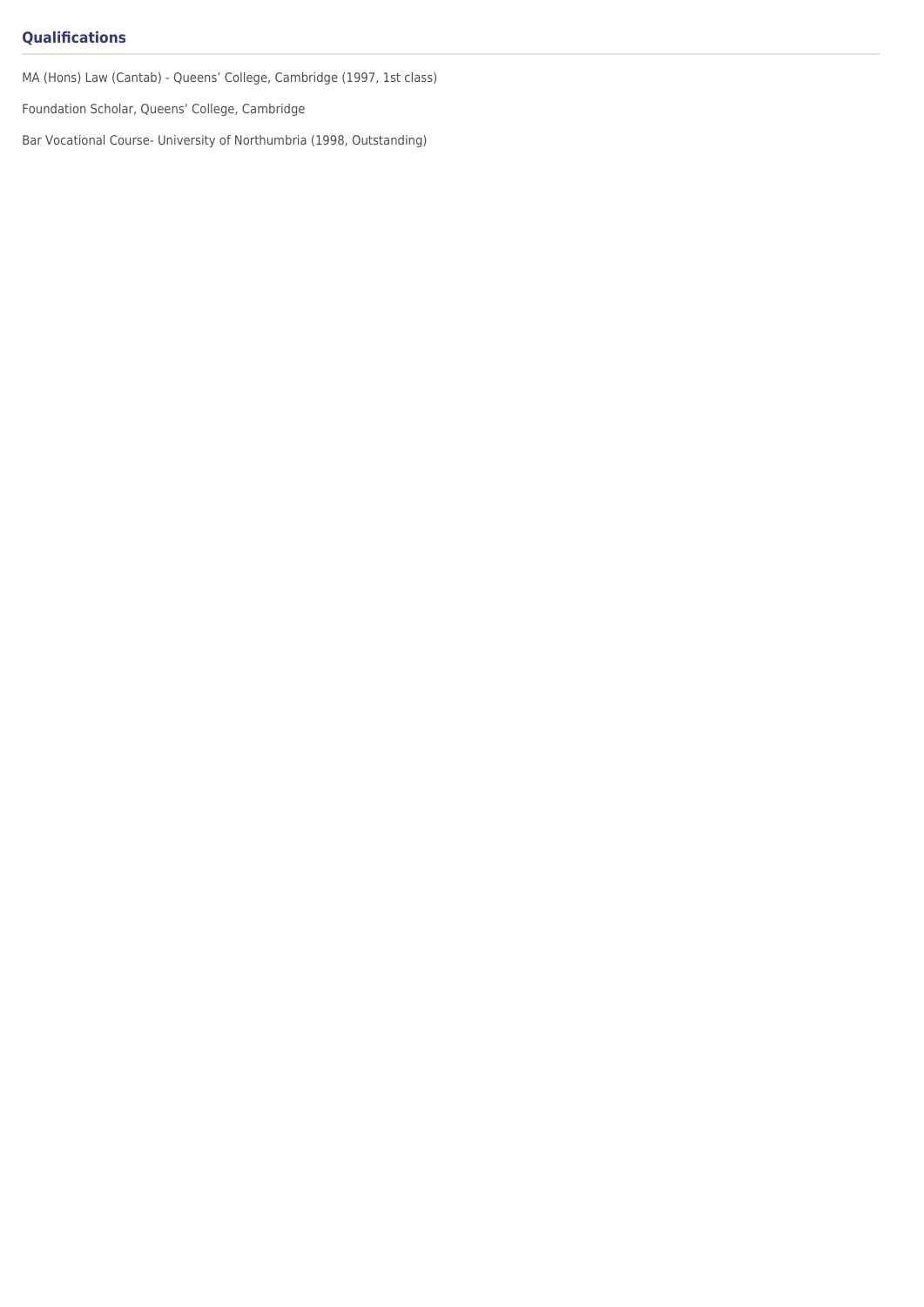## Qualifications

MA (Hons) Law (Cantab) - Queens' College, Cambridge (1997, 1st class)

Foundation Scholar, Queens' College, Cambridge

Bar Vocational Course- University of Northumbria (1998, Outstanding)